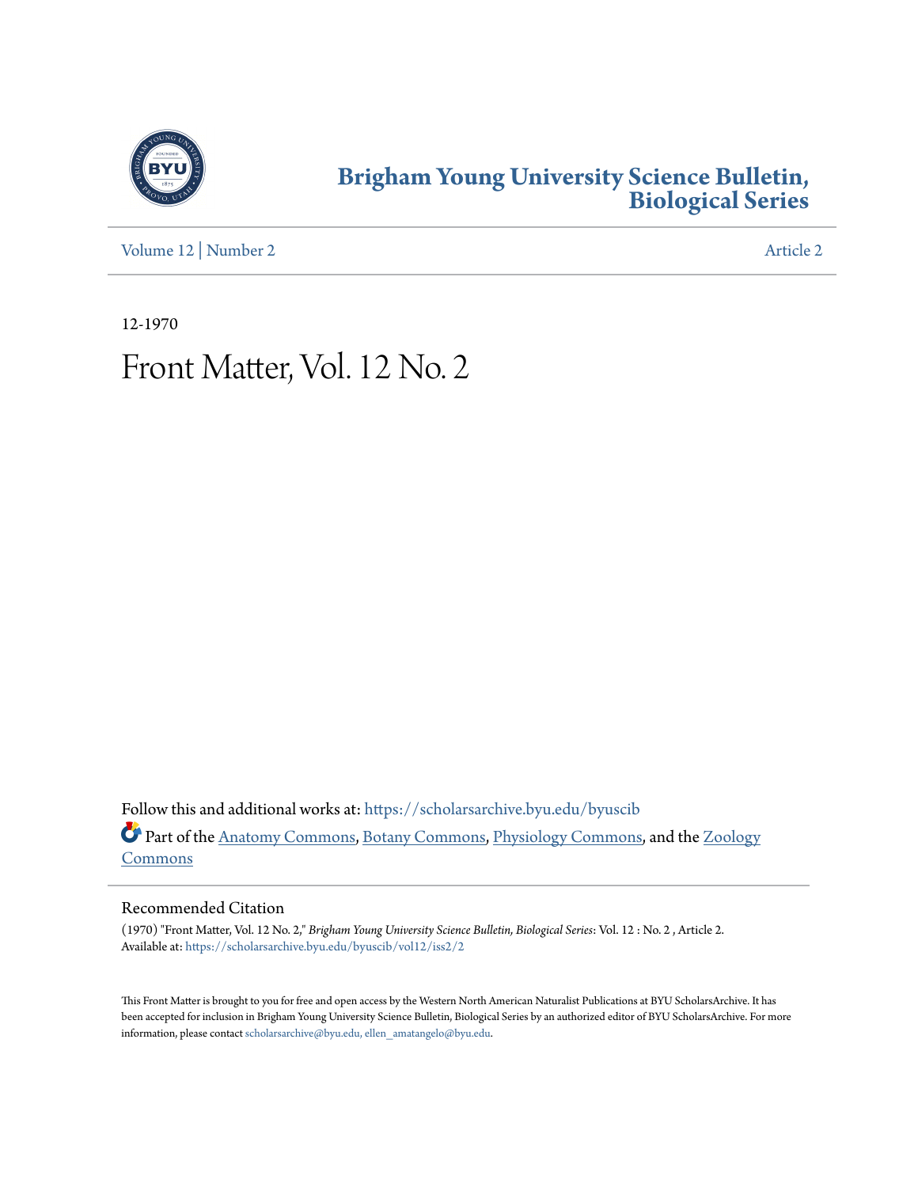# Brigham Young University Science Bulletin, Biological Series

Volume 12 | Number 2 Article 2

12-1970

# Front Matter, Vol. 12 No. 2

Follow this and additional works at: https://scholarsarchive.byu.edu/byuscib

Part of the Anatomy Commons, Botany Commons, Physiology Commons, and the Zoology Commons

## Recommended Citation

(1970) "Front Matter, Vol. 12 No. 2," *Brigham Young University Science Bulletin, Biological Series*: Vol. 12 : No. 2 , Article 2.
Available at: https://scholarsarchive.byu.edu/byuscib/vol12/iss2/2

This Front Matter is brought to you for free and open access by the Western North American Naturalist Publications at BYU ScholarsArchive. It has been accepted for inclusion in Brigham Young University Science Bulletin, Biological Series by an authorized editor of BYU ScholarsArchive. For more information, please contact scholarsarchive@byu.edu, ellen_amatangelo@byu.edu.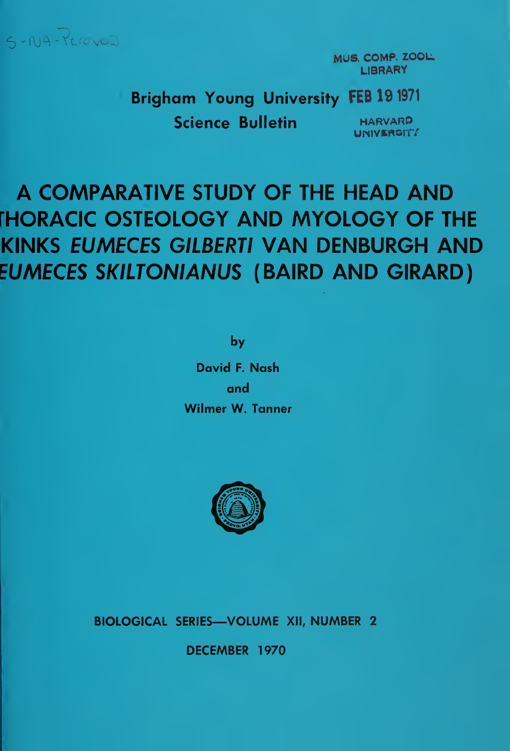S-NA-Provo

MUS. COMP. ZOOL. LIBRARY

FEB 19 1971

HARVARD UNIVERSITY

**Brigham Young University Science Bulletin**

# A COMPARATIVE STUDY OF THE HEAD AND THORACIC OSTEOLOGY AND MYOLOGY OF THE SKINKS *EUMECES GILBERTI* VAN DENBURGH AND *EUMECES SKILTONIANUS* (BAIRD AND GIRARD)

by

David F. Nash

and

Wilmer W. Tanner

BIOLOGICAL SERIES—VOLUME XII, NUMBER 2

DECEMBER 1970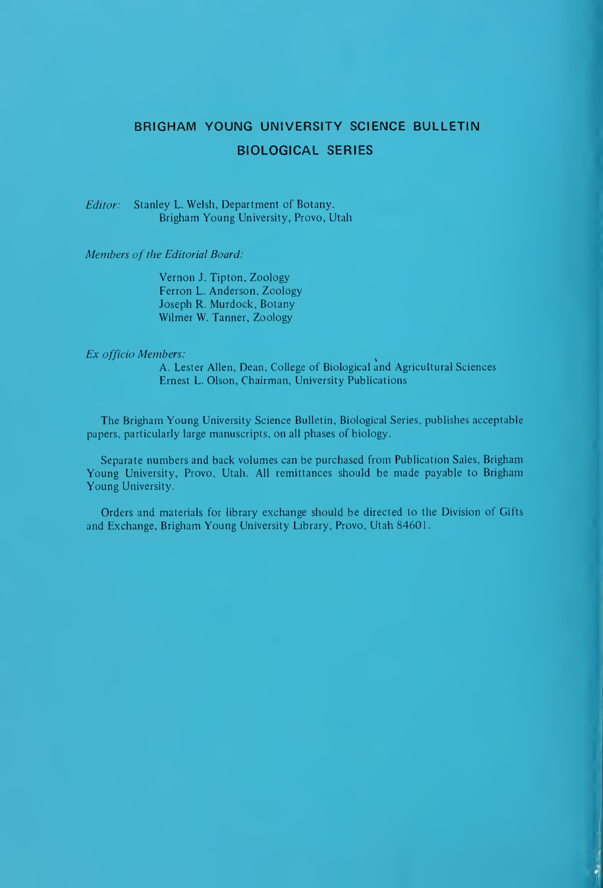# BRIGHAM YOUNG UNIVERSITY SCIENCE BULLETIN

## BIOLOGICAL SERIES

*Editor:* Stanley L. Welsh, Department of Botany,
Brigham Young University, Provo, Utah

*Members of the Editorial Board:*

Vernon J. Tipton, Zoology
Ferron L. Anderson, Zoology
Joseph R. Murdock, Botany
Wilmer W. Tanner, Zoology

*Ex officio Members:*

A. Lester Allen, Dean, College of Biological and Agricultural Sciences
Ernest L. Olson, Chairman, University Publications

The Brigham Young University Science Bulletin, Biological Series, publishes acceptable papers, particularly large manuscripts, on all phases of biology.

Separate numbers and back volumes can be purchased from Publication Sales, Brigham Young University, Provo, Utah. All remittances should be made payable to Brigham Young University.

Orders and materials for library exchange should be directed to the Division of Gifts and Exchange, Brigham Young University Library, Provo, Utah 84601.